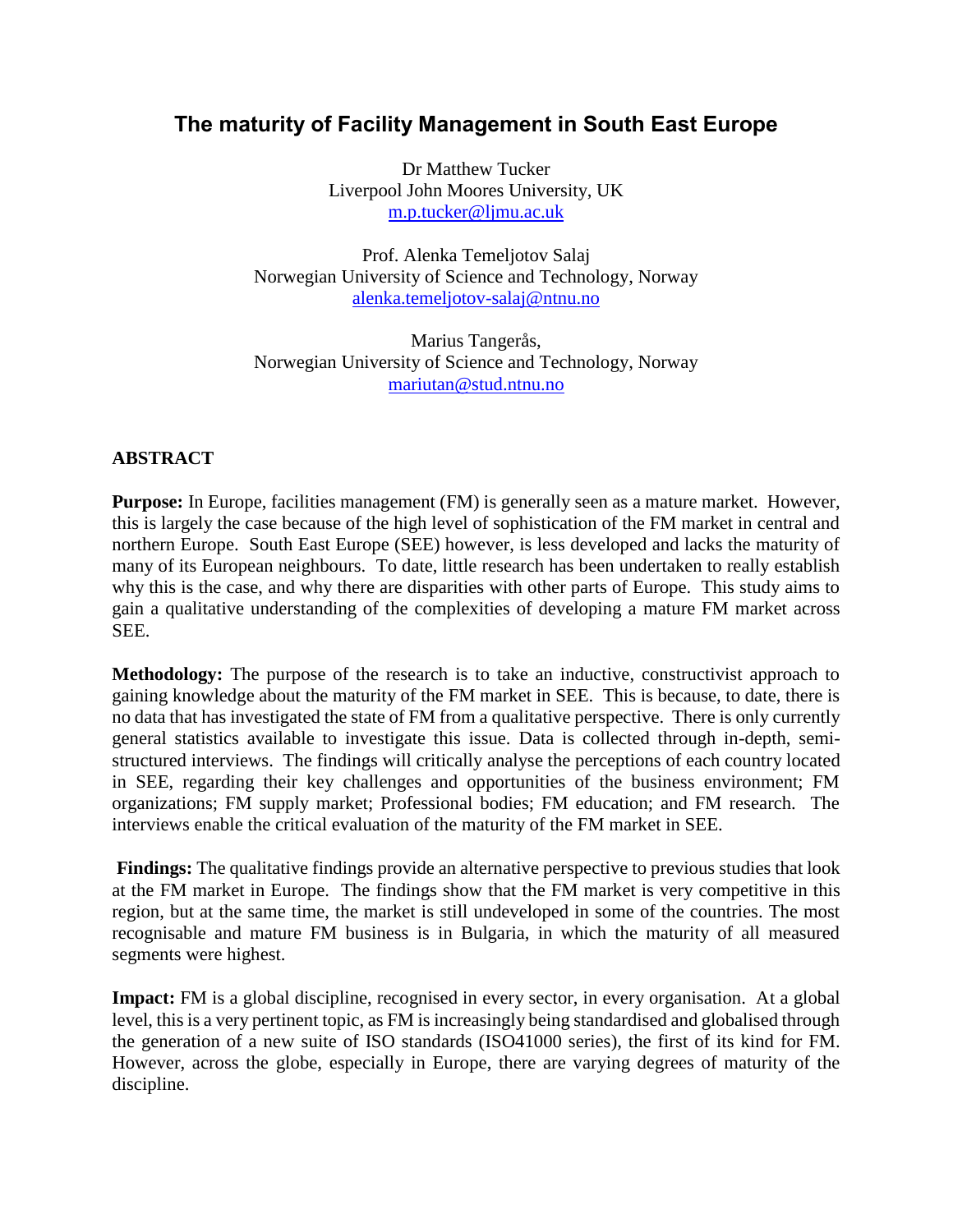# The maturity of Facility Management in South East Europe

Dr Matthew Tucker
Liverpool John Moores University, UK
m.p.tucker@ljmu.ac.uk

Prof. Alenka Temeljotov Salaj
Norwegian University of Science and Technology, Norway
alenka.temeljotov-salaj@ntnu.no

Marius Tangerås,
Norwegian University of Science and Technology, Norway
mariutan@stud.ntnu.no

## ABSTRACT

**Purpose:** In Europe, facilities management (FM) is generally seen as a mature market. However, this is largely the case because of the high level of sophistication of the FM market in central and northern Europe. South East Europe (SEE) however, is less developed and lacks the maturity of many of its European neighbours. To date, little research has been undertaken to really establish why this is the case, and why there are disparities with other parts of Europe. This study aims to gain a qualitative understanding of the complexities of developing a mature FM market across SEE.

**Methodology:** The purpose of the research is to take an inductive, constructivist approach to gaining knowledge about the maturity of the FM market in SEE. This is because, to date, there is no data that has investigated the state of FM from a qualitative perspective. There is only currently general statistics available to investigate this issue. Data is collected through in-depth, semi-structured interviews. The findings will critically analyse the perceptions of each country located in SEE, regarding their key challenges and opportunities of the business environment; FM organizations; FM supply market; Professional bodies; FM education; and FM research. The interviews enable the critical evaluation of the maturity of the FM market in SEE.

**Findings:** The qualitative findings provide an alternative perspective to previous studies that look at the FM market in Europe. The findings show that the FM market is very competitive in this region, but at the same time, the market is still undeveloped in some of the countries. The most recognisable and mature FM business is in Bulgaria, in which the maturity of all measured segments were highest.

**Impact:** FM is a global discipline, recognised in every sector, in every organisation. At a global level, this is a very pertinent topic, as FM is increasingly being standardised and globalised through the generation of a new suite of ISO standards (ISO41000 series), the first of its kind for FM. However, across the globe, especially in Europe, there are varying degrees of maturity of the discipline.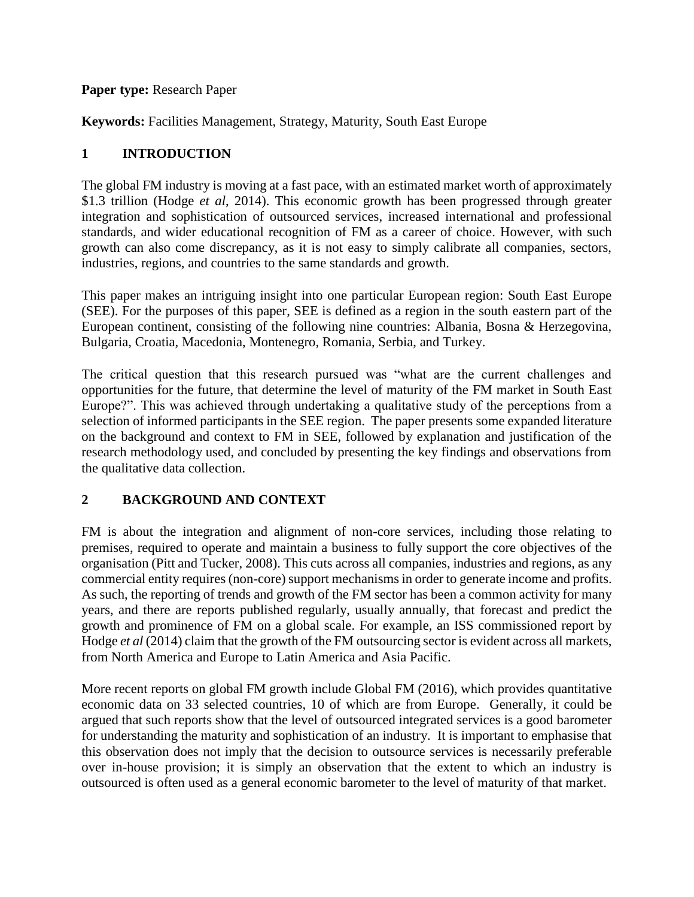**Paper type:** Research Paper

**Keywords:** Facilities Management, Strategy, Maturity, South East Europe

## 1 INTRODUCTION

The global FM industry is moving at a fast pace, with an estimated market worth of approximately $1.3 trillion (Hodge *et al*, 2014). This economic growth has been progressed through greater integration and sophistication of outsourced services, increased international and professional standards, and wider educational recognition of FM as a career of choice. However, with such growth can also come discrepancy, as it is not easy to simply calibrate all companies, sectors, industries, regions, and countries to the same standards and growth.

This paper makes an intriguing insight into one particular European region: South East Europe (SEE). For the purposes of this paper, SEE is defined as a region in the south eastern part of the European continent, consisting of the following nine countries: Albania, Bosna & Herzegovina, Bulgaria, Croatia, Macedonia, Montenegro, Romania, Serbia, and Turkey.

The critical question that this research pursued was "what are the current challenges and opportunities for the future, that determine the level of maturity of the FM market in South East Europe?". This was achieved through undertaking a qualitative study of the perceptions from a selection of informed participants in the SEE region. The paper presents some expanded literature on the background and context to FM in SEE, followed by explanation and justification of the research methodology used, and concluded by presenting the key findings and observations from the qualitative data collection.

## 2 BACKGROUND AND CONTEXT

FM is about the integration and alignment of non-core services, including those relating to premises, required to operate and maintain a business to fully support the core objectives of the organisation (Pitt and Tucker, 2008). This cuts across all companies, industries and regions, as any commercial entity requires (non-core) support mechanisms in order to generate income and profits. As such, the reporting of trends and growth of the FM sector has been a common activity for many years, and there are reports published regularly, usually annually, that forecast and predict the growth and prominence of FM on a global scale. For example, an ISS commissioned report by Hodge *et al* (2014) claim that the growth of the FM outsourcing sector is evident across all markets, from North America and Europe to Latin America and Asia Pacific.

More recent reports on global FM growth include Global FM (2016), which provides quantitative economic data on 33 selected countries, 10 of which are from Europe. Generally, it could be argued that such reports show that the level of outsourced integrated services is a good barometer for understanding the maturity and sophistication of an industry. It is important to emphasise that this observation does not imply that the decision to outsource services is necessarily preferable over in-house provision; it is simply an observation that the extent to which an industry is outsourced is often used as a general economic barometer to the level of maturity of that market.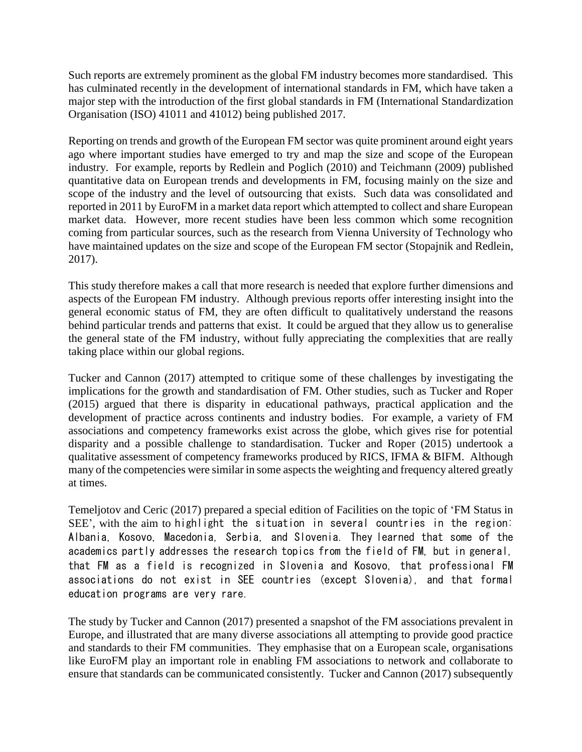Such reports are extremely prominent as the global FM industry becomes more standardised. This has culminated recently in the development of international standards in FM, which have taken a major step with the introduction of the first global standards in FM (International Standardization Organisation (ISO) 41011 and 41012) being published 2017.

Reporting on trends and growth of the European FM sector was quite prominent around eight years ago where important studies have emerged to try and map the size and scope of the European industry. For example, reports by Redlein and Poglich (2010) and Teichmann (2009) published quantitative data on European trends and developments in FM, focusing mainly on the size and scope of the industry and the level of outsourcing that exists. Such data was consolidated and reported in 2011 by EuroFM in a market data report which attempted to collect and share European market data. However, more recent studies have been less common which some recognition coming from particular sources, such as the research from Vienna University of Technology who have maintained updates on the size and scope of the European FM sector (Stopajnik and Redlein, 2017).

This study therefore makes a call that more research is needed that explore further dimensions and aspects of the European FM industry. Although previous reports offer interesting insight into the general economic status of FM, they are often difficult to qualitatively understand the reasons behind particular trends and patterns that exist. It could be argued that they allow us to generalise the general state of the FM industry, without fully appreciating the complexities that are really taking place within our global regions.

Tucker and Cannon (2017) attempted to critique some of these challenges by investigating the implications for the growth and standardisation of FM. Other studies, such as Tucker and Roper (2015) argued that there is disparity in educational pathways, practical application and the development of practice across continents and industry bodies. For example, a variety of FM associations and competency frameworks exist across the globe, which gives rise for potential disparity and a possible challenge to standardisation. Tucker and Roper (2015) undertook a qualitative assessment of competency frameworks produced by RICS, IFMA & BIFM. Although many of the competencies were similar in some aspects the weighting and frequency altered greatly at times.

Temeljotov and Ceric (2017) prepared a special edition of Facilities on the topic of 'FM Status in SEE', with the aim to highlight the situation in several countries in the region: Albania, Kosovo, Macedonia, Serbia, and Slovenia. They learned that some of the academics partly addresses the research topics from the field of FM, but in general, that FM as a field is recognized in Slovenia and Kosovo, that professional FM associations do not exist in SEE countries (except Slovenia), and that formal education programs are very rare.

The study by Tucker and Cannon (2017) presented a snapshot of the FM associations prevalent in Europe, and illustrated that are many diverse associations all attempting to provide good practice and standards to their FM communities. They emphasise that on a European scale, organisations like EuroFM play an important role in enabling FM associations to network and collaborate to ensure that standards can be communicated consistently. Tucker and Cannon (2017) subsequently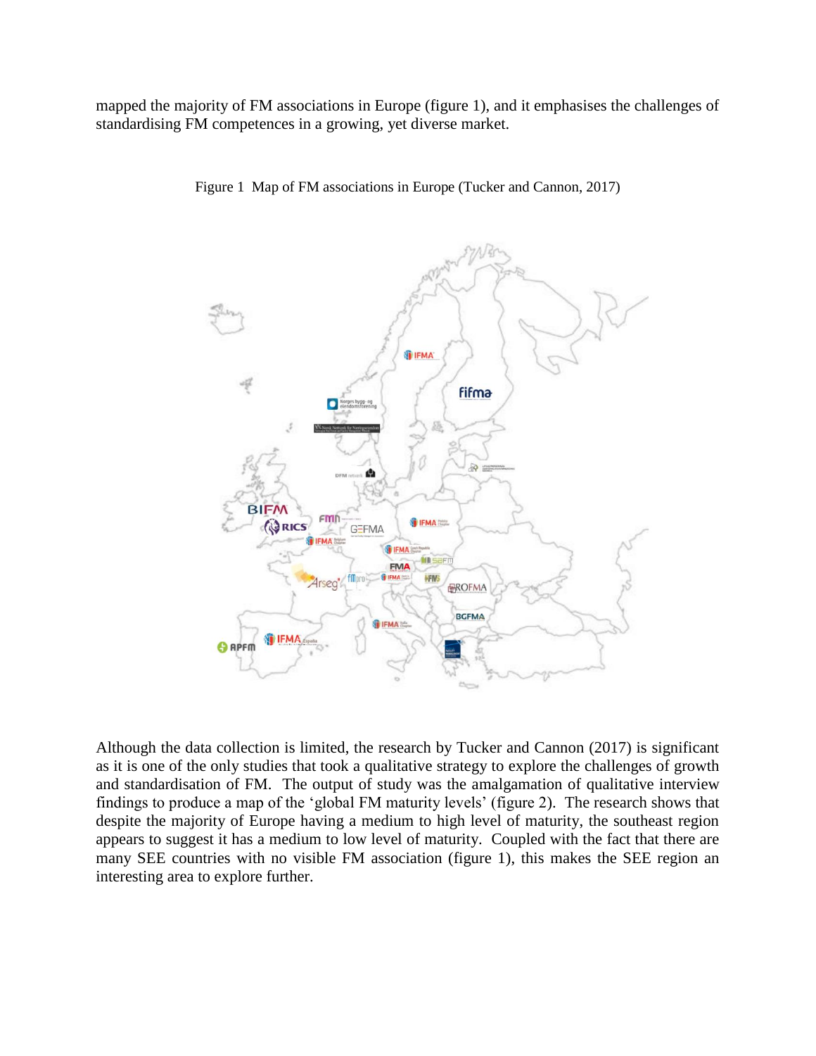mapped the majority of FM associations in Europe (figure 1), and it emphasises the challenges of standardising FM competences in a growing, yet diverse market.

Figure 1 Map of FM associations in Europe (Tucker and Cannon, 2017)

Although the data collection is limited, the research by Tucker and Cannon (2017) is significant as it is one of the only studies that took a qualitative strategy to explore the challenges of growth and standardisation of FM. The output of study was the amalgamation of qualitative interview findings to produce a map of the 'global FM maturity levels' (figure 2). The research shows that despite the majority of Europe having a medium to high level of maturity, the southeast region appears to suggest it has a medium to low level of maturity. Coupled with the fact that there are many SEE countries with no visible FM association (figure 1), this makes the SEE region an interesting area to explore further.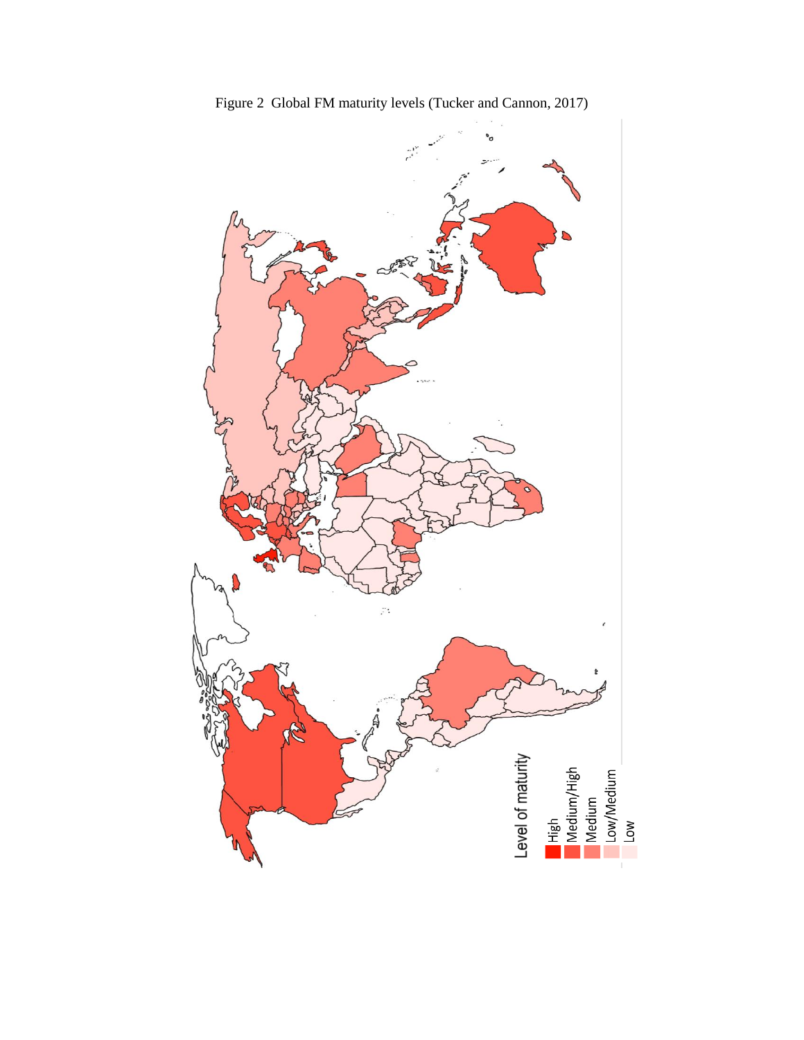Figure 2 Global FM maturity levels (Tucker and Cannon, 2017)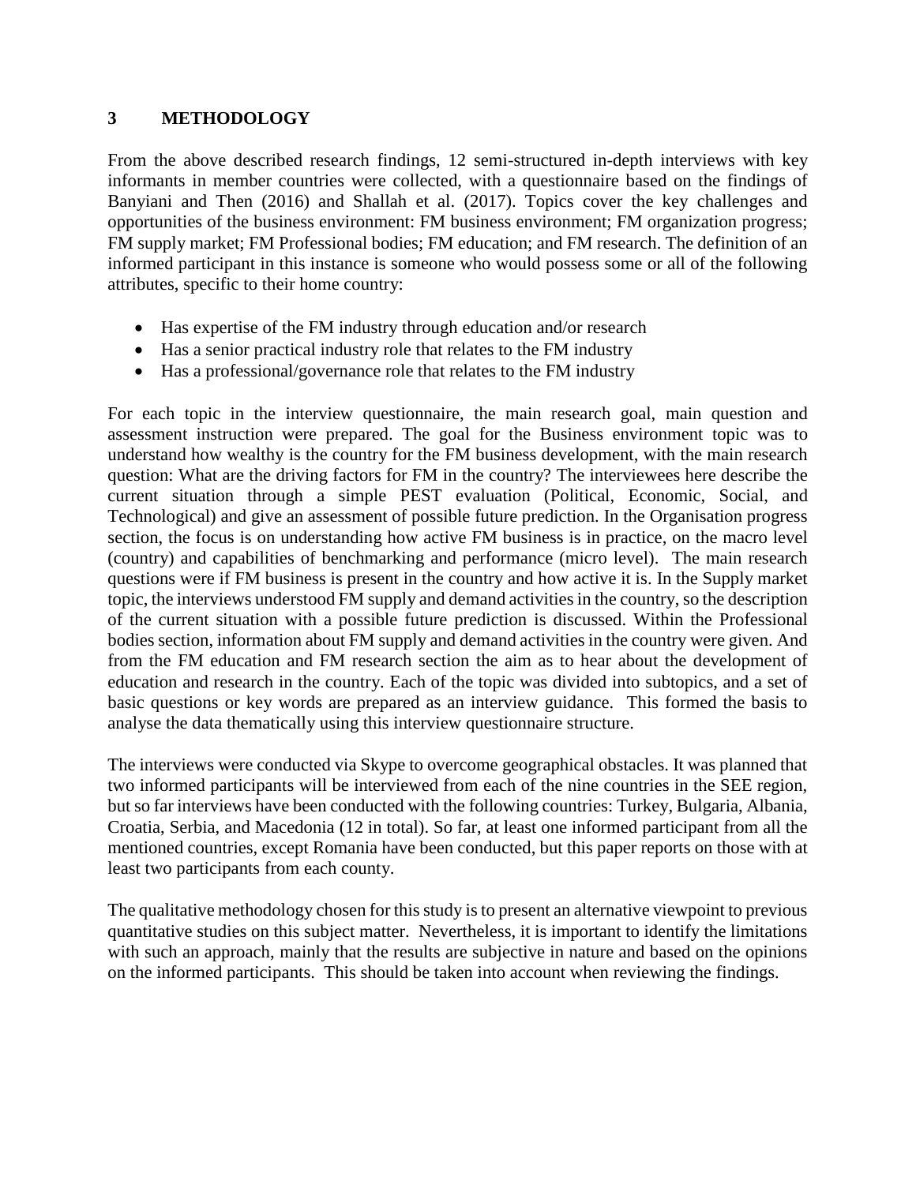## 3 METHODOLOGY

From the above described research findings, 12 semi-structured in-depth interviews with key informants in member countries were collected, with a questionnaire based on the findings of Banyiani and Then (2016) and Shallah et al. (2017). Topics cover the key challenges and opportunities of the business environment: FM business environment; FM organization progress; FM supply market; FM Professional bodies; FM education; and FM research. The definition of an informed participant in this instance is someone who would possess some or all of the following attributes, specific to their home country:

- Has expertise of the FM industry through education and/or research
- Has a senior practical industry role that relates to the FM industry
- Has a professional/governance role that relates to the FM industry

For each topic in the interview questionnaire, the main research goal, main question and assessment instruction were prepared. The goal for the Business environment topic was to understand how wealthy is the country for the FM business development, with the main research question: What are the driving factors for FM in the country? The interviewees here describe the current situation through a simple PEST evaluation (Political, Economic, Social, and Technological) and give an assessment of possible future prediction. In the Organisation progress section, the focus is on understanding how active FM business is in practice, on the macro level (country) and capabilities of benchmarking and performance (micro level). The main research questions were if FM business is present in the country and how active it is. In the Supply market topic, the interviews understood FM supply and demand activities in the country, so the description of the current situation with a possible future prediction is discussed. Within the Professional bodies section, information about FM supply and demand activities in the country were given. And from the FM education and FM research section the aim as to hear about the development of education and research in the country. Each of the topic was divided into subtopics, and a set of basic questions or key words are prepared as an interview guidance. This formed the basis to analyse the data thematically using this interview questionnaire structure.

The interviews were conducted via Skype to overcome geographical obstacles. It was planned that two informed participants will be interviewed from each of the nine countries in the SEE region, but so far interviews have been conducted with the following countries: Turkey, Bulgaria, Albania, Croatia, Serbia, and Macedonia (12 in total). So far, at least one informed participant from all the mentioned countries, except Romania have been conducted, but this paper reports on those with at least two participants from each county.

The qualitative methodology chosen for this study is to present an alternative viewpoint to previous quantitative studies on this subject matter. Nevertheless, it is important to identify the limitations with such an approach, mainly that the results are subjective in nature and based on the opinions on the informed participants. This should be taken into account when reviewing the findings.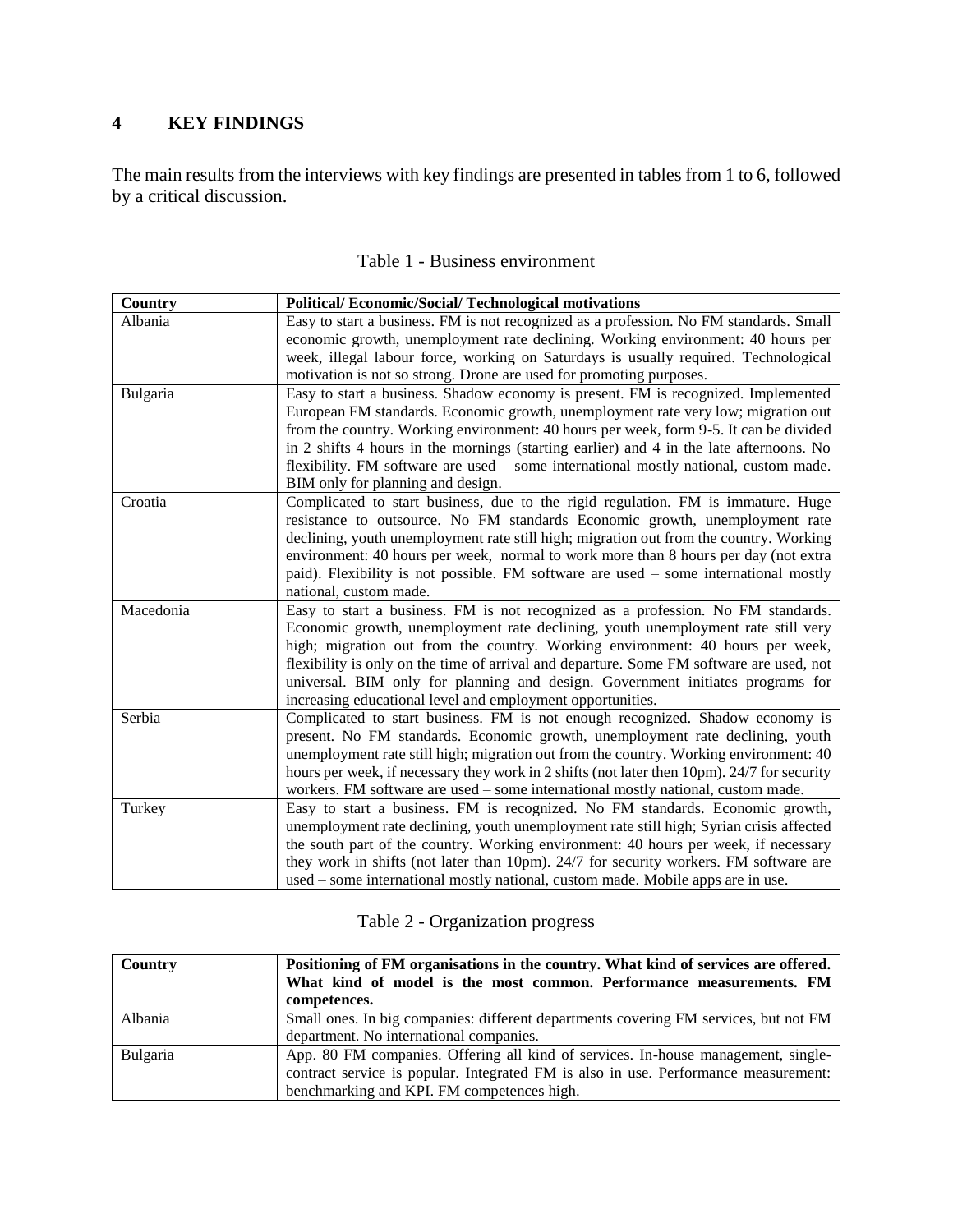# 4 KEY FINDINGS

The main results from the interviews with key findings are presented in tables from 1 to 6, followed by a critical discussion.

Table 1 - Business environment

| Country | Political/ Economic/Social/ Technological motivations |
|---|---|
| Albania | Easy to start a business. FM is not recognized as a profession. No FM standards. Small economic growth, unemployment rate declining. Working environment: 40 hours per week, illegal labour force, working on Saturdays is usually required. Technological motivation is not so strong. Drone are used for promoting purposes. |
| Bulgaria | Easy to start a business. Shadow economy is present. FM is recognized. Implemented European FM standards. Economic growth, unemployment rate very low; migration out from the country. Working environment: 40 hours per week, form 9-5. It can be divided in 2 shifts 4 hours in the mornings (starting earlier) and 4 in the late afternoons. No flexibility. FM software are used – some international mostly national, custom made. BIM only for planning and design. |
| Croatia | Complicated to start business, due to the rigid regulation. FM is immature. Huge resistance to outsource. No FM standards Economic growth, unemployment rate declining, youth unemployment rate still high; migration out from the country. Working environment: 40 hours per week, normal to work more than 8 hours per day (not extra paid). Flexibility is not possible. FM software are used – some international mostly national, custom made. |
| Macedonia | Easy to start a business. FM is not recognized as a profession. No FM standards. Economic growth, unemployment rate declining, youth unemployment rate still very high; migration out from the country. Working environment: 40 hours per week, flexibility is only on the time of arrival and departure. Some FM software are used, not universal. BIM only for planning and design. Government initiates programs for increasing educational level and employment opportunities. |
| Serbia | Complicated to start business. FM is not enough recognized. Shadow economy is present. No FM standards. Economic growth, unemployment rate declining, youth unemployment rate still high; migration out from the country. Working environment: 40 hours per week, if necessary they work in 2 shifts (not later then 10pm). 24/7 for security workers. FM software are used – some international mostly national, custom made. |
| Turkey | Easy to start a business. FM is recognized. No FM standards. Economic growth, unemployment rate declining, youth unemployment rate still high; Syrian crisis affected the south part of the country. Working environment: 40 hours per week, if necessary they work in shifts (not later than 10pm). 24/7 for security workers. FM software are used – some international mostly national, custom made. Mobile apps are in use. |

Table 2 - Organization progress

| Country | Positioning of FM organisations in the country. What kind of services are offered. What kind of model is the most common. Performance measurements. FM competences. |
|---|---|
| Albania | Small ones. In big companies: different departments covering FM services, but not FM department. No international companies. |
| Bulgaria | App. 80 FM companies. Offering all kind of services. In-house management, single-contract service is popular. Integrated FM is also in use. Performance measurement: benchmarking and KPI. FM competences high. |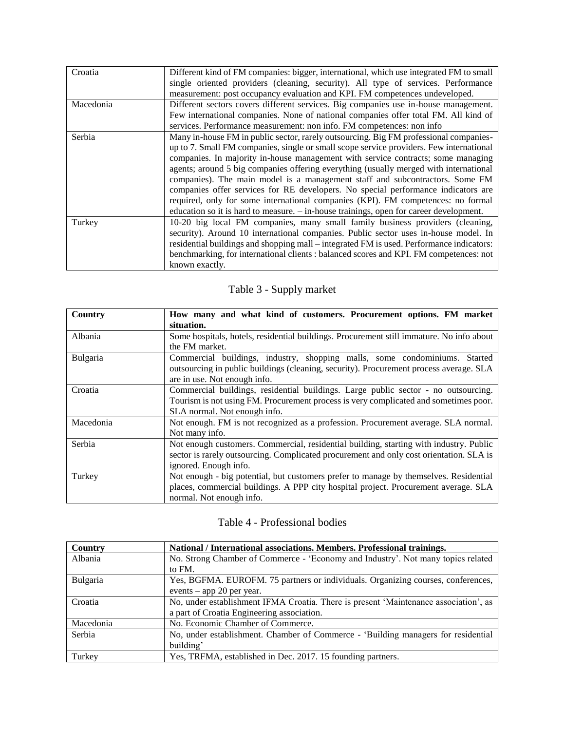| | |
|---|---|
| Croatia | Different kind of FM companies: bigger, international, which use integrated FM to small single oriented providers (cleaning, security). All type of services. Performance measurement: post occupancy evaluation and KPI. FM competences undeveloped. |
| Macedonia | Different sectors covers different services. Big companies use in-house management. Few international companies. None of national companies offer total FM. All kind of services. Performance measurement: non info. FM competences: non info |
| Serbia | Many in-house FM in public sector, rarely outsourcing. Big FM professional companies- up to 7. Small FM companies, single or small scope service providers. Few international companies. In majority in-house management with service contracts; some managing agents; around 5 big companies offering everything (usually merged with international companies). The main model is a management staff and subcontractors. Some FM companies offer services for RE developers. No special performance indicators are required, only for some international companies (KPI). FM competences: no formal education so it is hard to measure. – in-house trainings, open for career development. |
| Turkey | 10-20 big local FM companies, many small family business providers (cleaning, security). Around 10 international companies. Public sector uses in-house model. In residential buildings and shopping mall – integrated FM is used. Performance indicators: benchmarking, for international clients : balanced scores and KPI. FM competences: not known exactly. |

Table 3 - Supply market

| Country | How many and what kind of customers. Procurement options. FM market situation. |
|---|---|
| Albania | Some hospitals, hotels, residential buildings. Procurement still immature. No info about the FM market. |
| Bulgaria | Commercial buildings, industry, shopping malls, some condominiums. Started outsourcing in public buildings (cleaning, security). Procurement process average. SLA are in use. Not enough info. |
| Croatia | Commercial buildings, residential buildings. Large public sector - no outsourcing. Tourism is not using FM. Procurement process is very complicated and sometimes poor. SLA normal. Not enough info. |
| Macedonia | Not enough. FM is not recognized as a profession. Procurement average. SLA normal. Not many info. |
| Serbia | Not enough customers. Commercial, residential building, starting with industry. Public sector is rarely outsourcing. Complicated procurement and only cost orientation. SLA is ignored. Enough info. |
| Turkey | Not enough - big potential, but customers prefer to manage by themselves. Residential places, commercial buildings. A PPP city hospital project. Procurement average. SLA normal. Not enough info. |

Table 4 - Professional bodies

| Country | National / International associations. Members. Professional trainings. |
|---|---|
| Albania | No. Strong Chamber of Commerce - 'Economy and Industry'. Not many topics related to FM. |
| Bulgaria | Yes, BGFMA. EUROFM. 75 partners or individuals. Organizing courses, conferences, events – app 20 per year. |
| Croatia | No, under establishment IFMA Croatia. There is present 'Maintenance association', as a part of Croatia Engineering association. |
| Macedonia | No. Economic Chamber of Commerce. |
| Serbia | No, under establishment. Chamber of Commerce - 'Building managers for residential building' |
| Turkey | Yes, TRFMA, established in Dec. 2017. 15 founding partners. |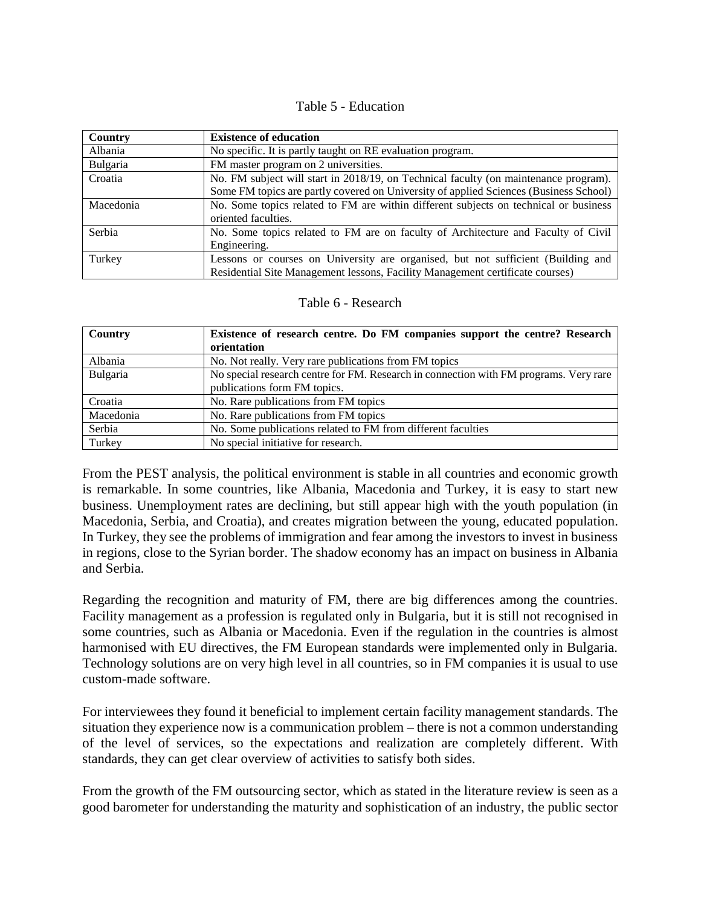Table 5 - Education

| Country | Existence of education |
| --- | --- |
| Albania | No specific. It is partly taught on RE evaluation program. |
| Bulgaria | FM master program on 2 universities. |
| Croatia | No. FM subject will start in 2018/19, on Technical faculty (on maintenance program). Some FM topics are partly covered on University of applied Sciences (Business School) |
| Macedonia | No. Some topics related to FM are within different subjects on technical or business oriented faculties. |
| Serbia | No. Some topics related to FM are on faculty of Architecture and Faculty of Civil Engineering. |
| Turkey | Lessons or courses on University are organised, but not sufficient (Building and Residential Site Management lessons, Facility Management certificate courses) |

Table 6 - Research

| Country | Existence of research centre. Do FM companies support the centre? Research orientation |
| --- | --- |
| Albania | No. Not really. Very rare publications from FM topics |
| Bulgaria | No special research centre for FM. Research in connection with FM programs. Very rare publications form FM topics. |
| Croatia | No. Rare publications from FM topics |
| Macedonia | No. Rare publications from FM topics |
| Serbia | No. Some publications related to FM from different faculties |
| Turkey | No special initiative for research. |

From the PEST analysis, the political environment is stable in all countries and economic growth is remarkable. In some countries, like Albania, Macedonia and Turkey, it is easy to start new business. Unemployment rates are declining, but still appear high with the youth population (in Macedonia, Serbia, and Croatia), and creates migration between the young, educated population. In Turkey, they see the problems of immigration and fear among the investors to invest in business in regions, close to the Syrian border. The shadow economy has an impact on business in Albania and Serbia.

Regarding the recognition and maturity of FM, there are big differences among the countries. Facility management as a profession is regulated only in Bulgaria, but it is still not recognised in some countries, such as Albania or Macedonia. Even if the regulation in the countries is almost harmonised with EU directives, the FM European standards were implemented only in Bulgaria. Technology solutions are on very high level in all countries, so in FM companies it is usual to use custom-made software.

For interviewees they found it beneficial to implement certain facility management standards. The situation they experience now is a communication problem – there is not a common understanding of the level of services, so the expectations and realization are completely different. With standards, they can get clear overview of activities to satisfy both sides.

From the growth of the FM outsourcing sector, which as stated in the literature review is seen as a good barometer for understanding the maturity and sophistication of an industry, the public sector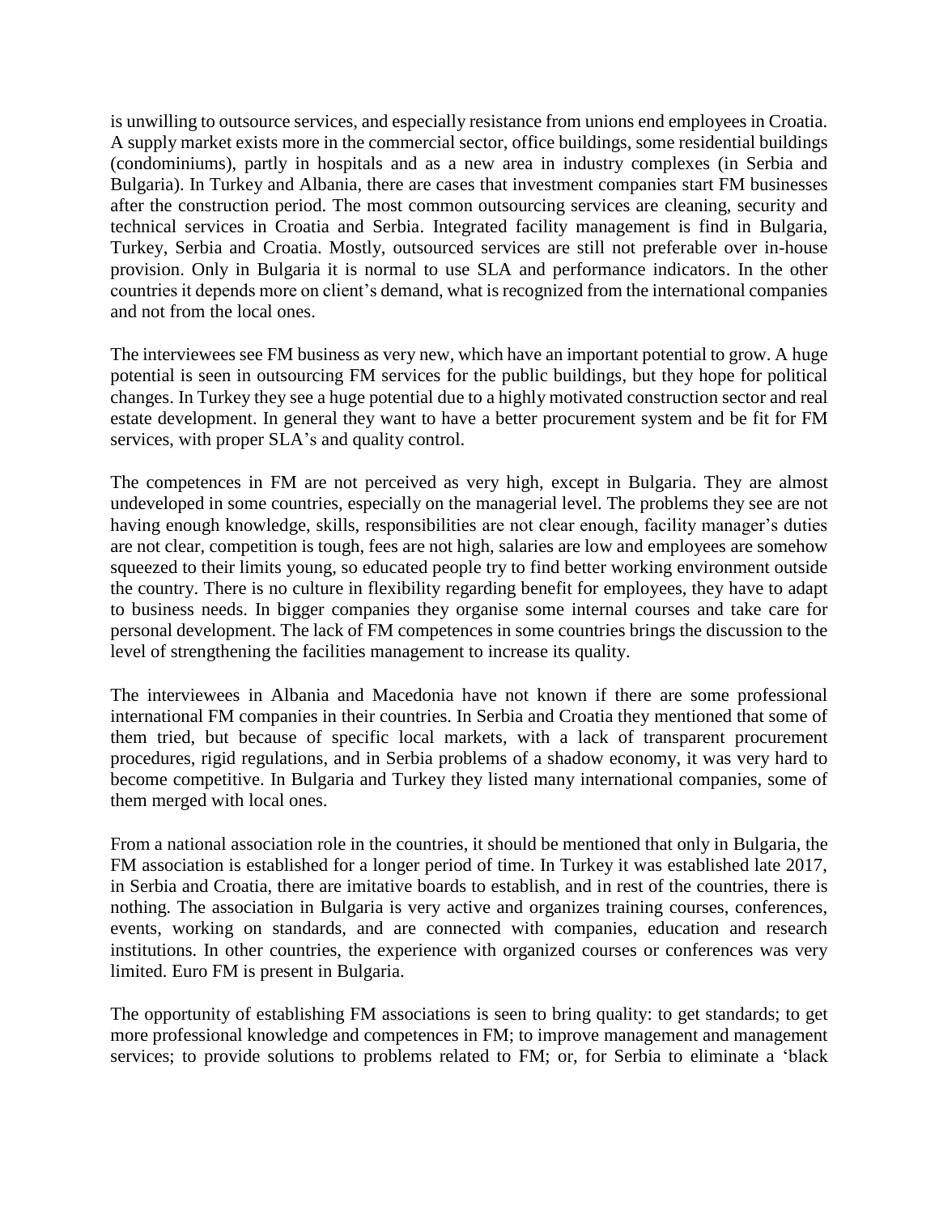is unwilling to outsource services, and especially resistance from unions end employees in Croatia. A supply market exists more in the commercial sector, office buildings, some residential buildings (condominiums), partly in hospitals and as a new area in industry complexes (in Serbia and Bulgaria). In Turkey and Albania, there are cases that investment companies start FM businesses after the construction period. The most common outsourcing services are cleaning, security and technical services in Croatia and Serbia. Integrated facility management is find in Bulgaria, Turkey, Serbia and Croatia. Mostly, outsourced services are still not preferable over in-house provision. Only in Bulgaria it is normal to use SLA and performance indicators. In the other countries it depends more on client's demand, what is recognized from the international companies and not from the local ones.

The interviewees see FM business as very new, which have an important potential to grow. A huge potential is seen in outsourcing FM services for the public buildings, but they hope for political changes. In Turkey they see a huge potential due to a highly motivated construction sector and real estate development. In general they want to have a better procurement system and be fit for FM services, with proper SLA's and quality control.

The competences in FM are not perceived as very high, except in Bulgaria. They are almost undeveloped in some countries, especially on the managerial level. The problems they see are not having enough knowledge, skills, responsibilities are not clear enough, facility manager's duties are not clear, competition is tough, fees are not high, salaries are low and employees are somehow squeezed to their limits young, so educated people try to find better working environment outside the country. There is no culture in flexibility regarding benefit for employees, they have to adapt to business needs. In bigger companies they organise some internal courses and take care for personal development. The lack of FM competences in some countries brings the discussion to the level of strengthening the facilities management to increase its quality.

The interviewees in Albania and Macedonia have not known if there are some professional international FM companies in their countries. In Serbia and Croatia they mentioned that some of them tried, but because of specific local markets, with a lack of transparent procurement procedures, rigid regulations, and in Serbia problems of a shadow economy, it was very hard to become competitive. In Bulgaria and Turkey they listed many international companies, some of them merged with local ones.

From a national association role in the countries, it should be mentioned that only in Bulgaria, the FM association is established for a longer period of time. In Turkey it was established late 2017, in Serbia and Croatia, there are imitative boards to establish, and in rest of the countries, there is nothing. The association in Bulgaria is very active and organizes training courses, conferences, events, working on standards, and are connected with companies, education and research institutions. In other countries, the experience with organized courses or conferences was very limited. Euro FM is present in Bulgaria.

The opportunity of establishing FM associations is seen to bring quality: to get standards; to get more professional knowledge and competences in FM; to improve management and management services; to provide solutions to problems related to FM; or, for Serbia to eliminate a 'black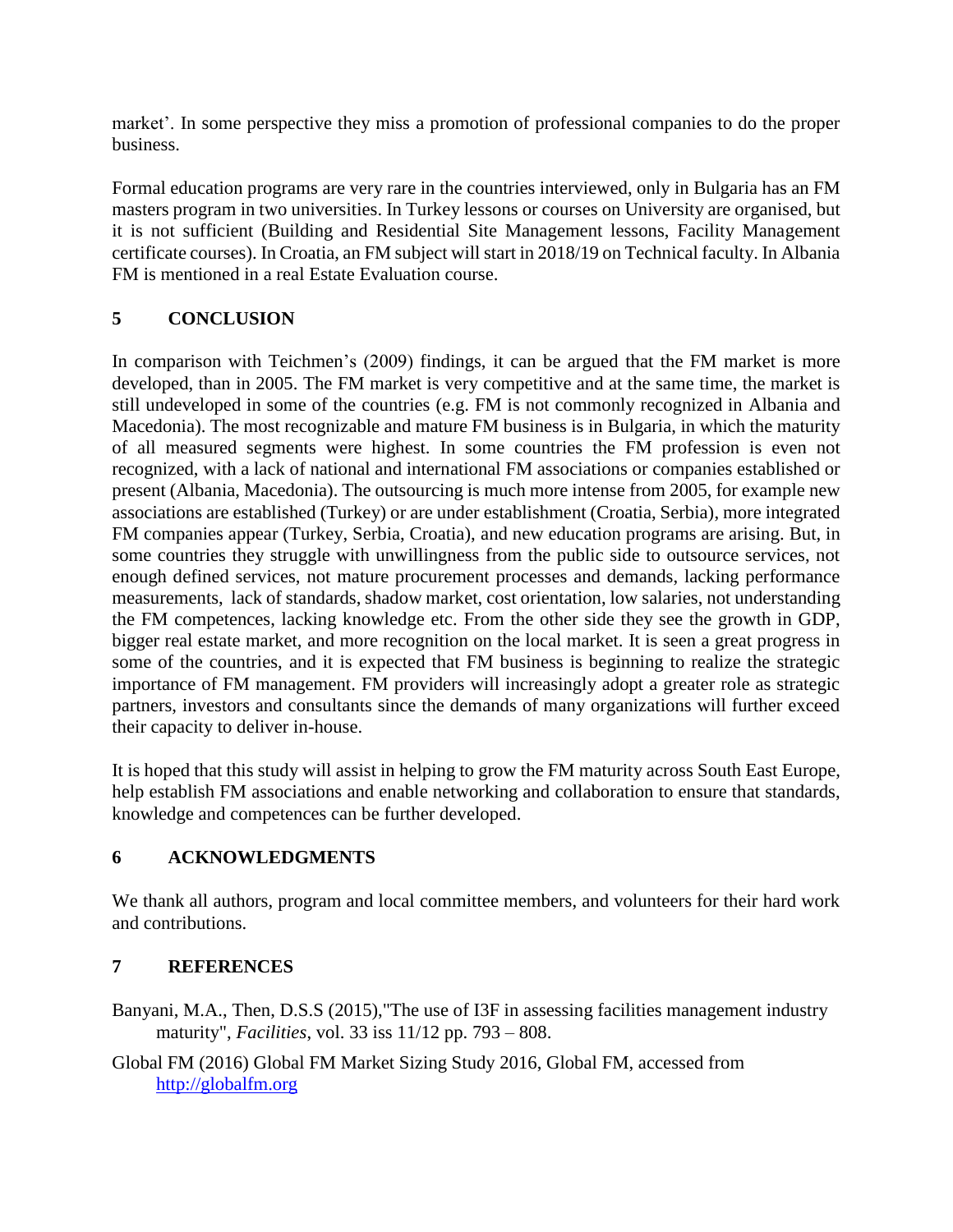market'. In some perspective they miss a promotion of professional companies to do the proper business.

Formal education programs are very rare in the countries interviewed, only in Bulgaria has an FM masters program in two universities. In Turkey lessons or courses on University are organised, but it is not sufficient (Building and Residential Site Management lessons, Facility Management certificate courses). In Croatia, an FM subject will start in 2018/19 on Technical faculty. In Albania FM is mentioned in a real Estate Evaluation course.

## 5 CONCLUSION

In comparison with Teichmen's (2009) findings, it can be argued that the FM market is more developed, than in 2005. The FM market is very competitive and at the same time, the market is still undeveloped in some of the countries (e.g. FM is not commonly recognized in Albania and Macedonia). The most recognizable and mature FM business is in Bulgaria, in which the maturity of all measured segments were highest. In some countries the FM profession is even not recognized, with a lack of national and international FM associations or companies established or present (Albania, Macedonia). The outsourcing is much more intense from 2005, for example new associations are established (Turkey) or are under establishment (Croatia, Serbia), more integrated FM companies appear (Turkey, Serbia, Croatia), and new education programs are arising. But, in some countries they struggle with unwillingness from the public side to outsource services, not enough defined services, not mature procurement processes and demands, lacking performance measurements, lack of standards, shadow market, cost orientation, low salaries, not understanding the FM competences, lacking knowledge etc. From the other side they see the growth in GDP, bigger real estate market, and more recognition on the local market. It is seen a great progress in some of the countries, and it is expected that FM business is beginning to realize the strategic importance of FM management. FM providers will increasingly adopt a greater role as strategic partners, investors and consultants since the demands of many organizations will further exceed their capacity to deliver in-house.

It is hoped that this study will assist in helping to grow the FM maturity across South East Europe, help establish FM associations and enable networking and collaboration to ensure that standards, knowledge and competences can be further developed.

## 6 ACKNOWLEDGMENTS

We thank all authors, program and local committee members, and volunteers for their hard work and contributions.

## 7 REFERENCES

Banyani, M.A., Then, D.S.S (2015),"The use of I3F in assessing facilities management industry maturity", *Facilities*, vol. 33 iss 11/12 pp. 793 – 808.

Global FM (2016) Global FM Market Sizing Study 2016, Global FM, accessed from http://globalfm.org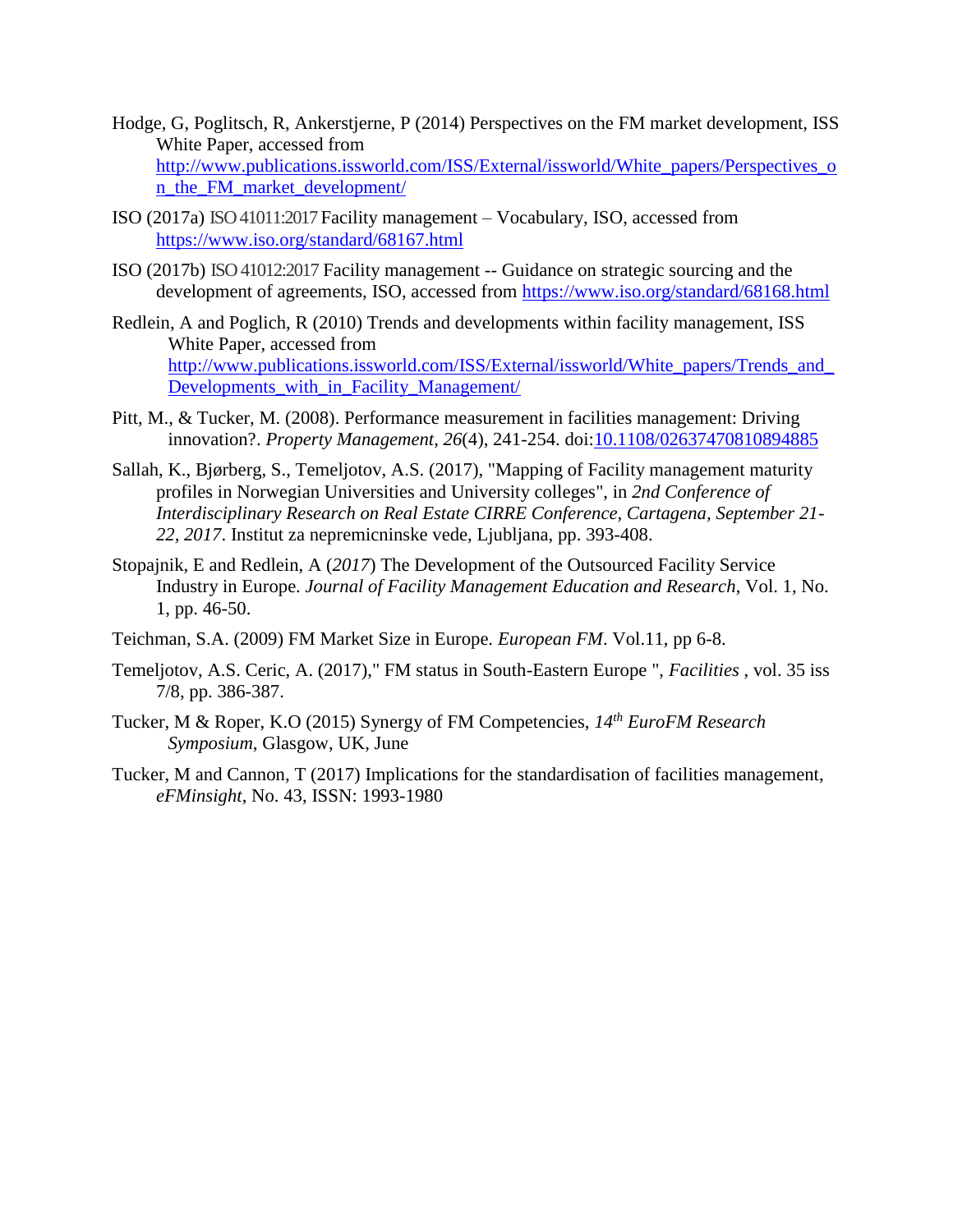Hodge, G, Poglitsch, R, Ankerstjerne, P (2014) Perspectives on the FM market development, ISS White Paper, accessed from http://www.publications.issworld.com/ISS/External/issworld/White_papers/Perspectives_on_the_FM_market_development/

ISO (2017a) ISO 41011:2017 Facility management – Vocabulary, ISO, accessed from https://www.iso.org/standard/68167.html

ISO (2017b) ISO 41012:2017 Facility management -- Guidance on strategic sourcing and the development of agreements, ISO, accessed from https://www.iso.org/standard/68168.html

Redlein, A and Poglich, R (2010) Trends and developments within facility management, ISS White Paper, accessed from http://www.publications.issworld.com/ISS/External/issworld/White_papers/Trends_and_Developments_with_in_Facility_Management/

Pitt, M., & Tucker, M. (2008). Performance measurement in facilities management: Driving innovation?. *Property Management*, *26*(4), 241-254. doi:10.1108/02637470810894885

Sallah, K., Bjørberg, S., Temeljotov, A.S. (2017), "Mapping of Facility management maturity profiles in Norwegian Universities and University colleges", in *2nd Conference of Interdisciplinary Research on Real Estate CIRRE Conference, Cartagena, September 21-22, 2017*. Institut za nepremicninske vede, Ljubljana, pp. 393-408.

Stopajnik, E and Redlein, A (*2017*) The Development of the Outsourced Facility Service Industry in Europe. *Journal of Facility Management Education and Research*, Vol. 1, No. 1, pp. 46-50.

Teichman, S.A. (2009) FM Market Size in Europe. *European FM*. Vol.11, pp 6-8.

Temeljotov, A.S. Ceric, A. (2017)," FM status in South-Eastern Europe ", *Facilities* , vol. 35 iss 7/8, pp. 386-387.

Tucker, M & Roper, K.O (2015) Synergy of FM Competencies, *14th EuroFM Research Symposium*, Glasgow, UK, June

Tucker, M and Cannon, T (2017) Implications for the standardisation of facilities management, *eFMinsight*, No. 43, ISSN: 1993-1980